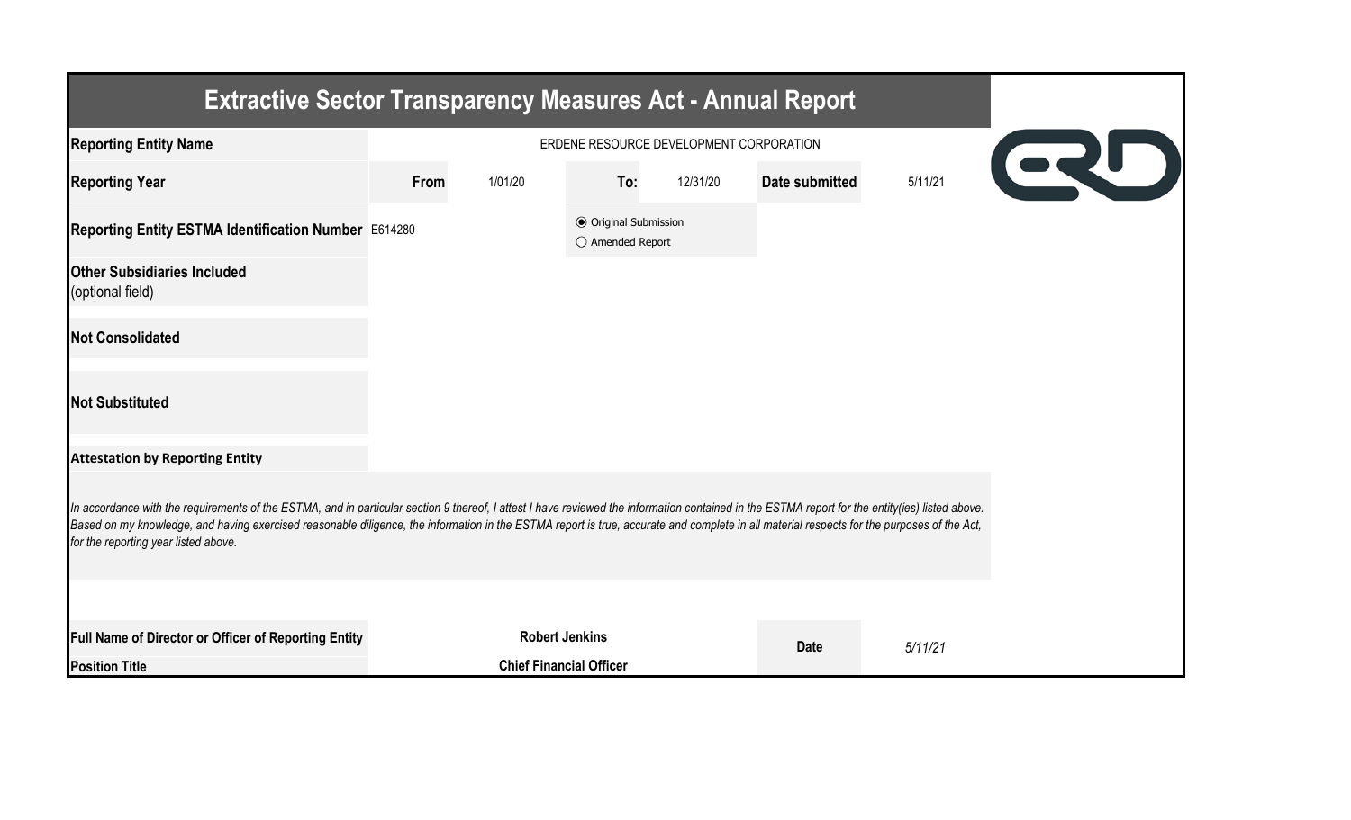# Extractive Sector Transparency Measures Act - Annual Report

| | | | | | | |
|---|---|---|---|---|---|---|
| **Reporting Entity Name** | ERDENE RESOURCE DEVELOPMENT CORPORATION | | | | | |
| **Reporting Year** | **From** | 1/01/20 | **To:** | 12/31/20 | **Date submitted** | 5/11/21 |
| **Reporting Entity ESTMA Identification Number** | E614280 | | ◉ Original Submission ○ Amended Report | | | |
| **Other Subsidiaries Included** (optional field) | | | | | | |
| **Not Consolidated** | | | | | | |
| **Not Substituted** | | | | | | |

**Attestation by Reporting Entity**

*In accordance with the requirements of the ESTMA, and in particular section 9 thereof, I attest I have reviewed the information contained in the ESTMA report for the entity(ies) listed above. Based on my knowledge, and having exercised reasonable diligence, the information in the ESTMA report is true, accurate and complete in all material respects for the purposes of the Act, for the reporting year listed above.*

| | | | |
|---|---|---|---|
| **Full Name of Director or Officer of Reporting Entity** | **Robert Jenkins** | **Date** | *5/11/21* |
| **Position Title** | **Chief Financial Officer** | | |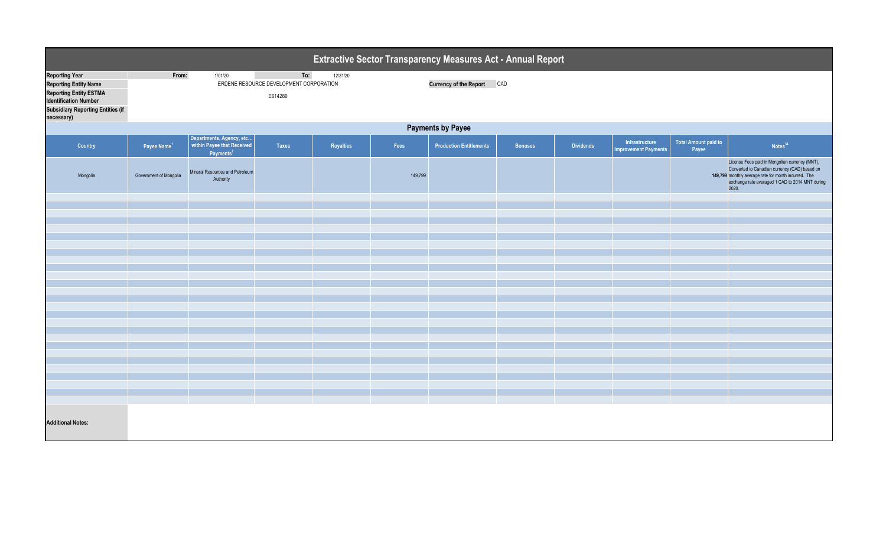# Extractive Sector Transparency Measures Act - Annual Report

| | | | | | |
|---|---|---|---|---|---|
| **Reporting Year** | From: | 1/01/20 | To: | 12/31/20 | |
| **Reporting Entity Name** | ERDENE RESOURCE DEVELOPMENT CORPORATION | | | **Currency of the Report** | CAD |
| **Reporting Entity ESTMA Identification Number** | E614280 | | | | |
| **Subsidiary Reporting Entities (if necessary)** | | | | | |

## Payments by Payee

| Country | Payee Name[1] | Departments, Agency, etc... within Payee that Received Payments[2] | Taxes | Royalties | Fees | Production Entitlements | Bonuses | Dividends | Infrastructure Improvement Payments | Total Amount paid to Payee | Notes[34] |
|---|---|---|---|---|---|---|---|---|---|---|---|
| Mongolia | Government of Mongolia | Mineral Resources and Petroleum Authority | | | 149,799 | | | | | **149,799** | License Fees paid in Mongolian currency (MNT). Converted to Canadian currency (CAD) based on monthly average rate for month incurred. The exchange rate averaged 1 CAD to 2014 MNT during 2020. |

**Additional Notes:**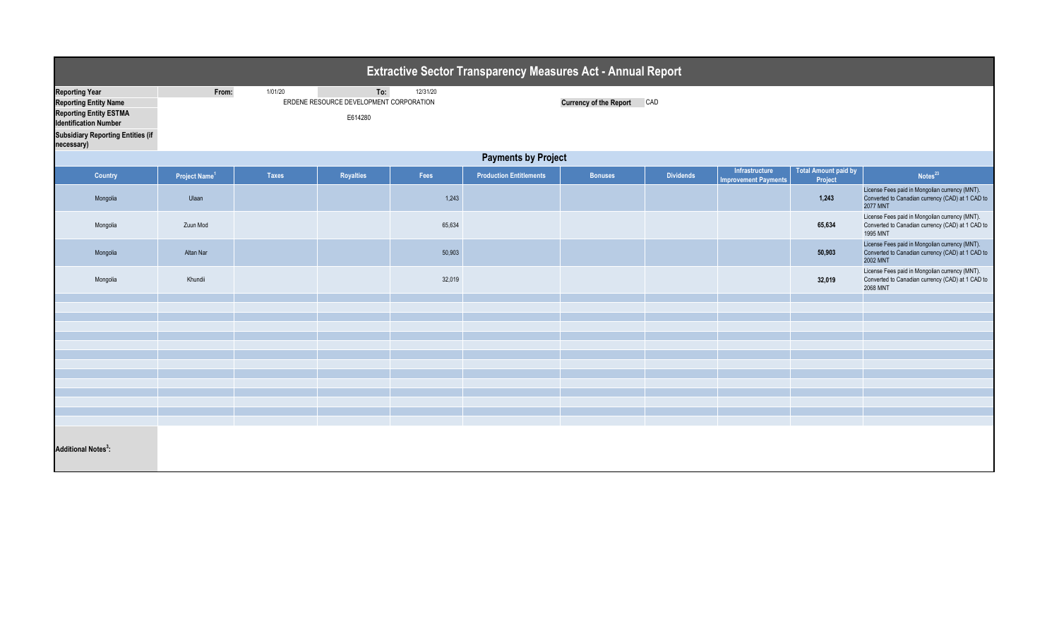# Extractive Sector Transparency Measures Act - Annual Report

| | |
|---|---|
| **Reporting Year** | From: 1/01/20 To: 12/31/20 |
| **Reporting Entity Name** | ERDENE RESOURCE DEVELOPMENT CORPORATION |
| **Currency of the Report** | CAD |
| **Reporting Entity ESTMA Identification Number** | E614280 |
| **Subsidiary Reporting Entities (if necessary)** | |

## Payments by Project

| Country | Project Name[1] | Taxes | Royalties | Fees | Production Entitlements | Bonuses | Dividends | Infrastructure Improvement Payments | Total Amount paid by Project | Notes[23] |
|---|---|---|---|---|---|---|---|---|---|---|
| Mongolia | Ulaan | | | 1,243 | | | | | **1,243** | License Fees paid in Mongolian currency (MNT). Converted to Canadian currency (CAD) at 1 CAD to 2077 MNT |
| Mongolia | Zuun Mod | | | 65,634 | | | | | **65,634** | License Fees paid in Mongolian currency (MNT). Converted to Canadian currency (CAD) at 1 CAD to 1995 MNT |
| Mongolia | Altan Nar | | | 50,903 | | | | | **50,903** | License Fees paid in Mongolian currency (MNT). Converted to Canadian currency (CAD) at 1 CAD to 2002 MNT |
| Mongolia | Khundii | | | 32,019 | | | | | **32,019** | License Fees paid in Mongolian currency (MNT). Converted to Canadian currency (CAD) at 1 CAD to 2068 MNT |

**Additional Notes[3]:**